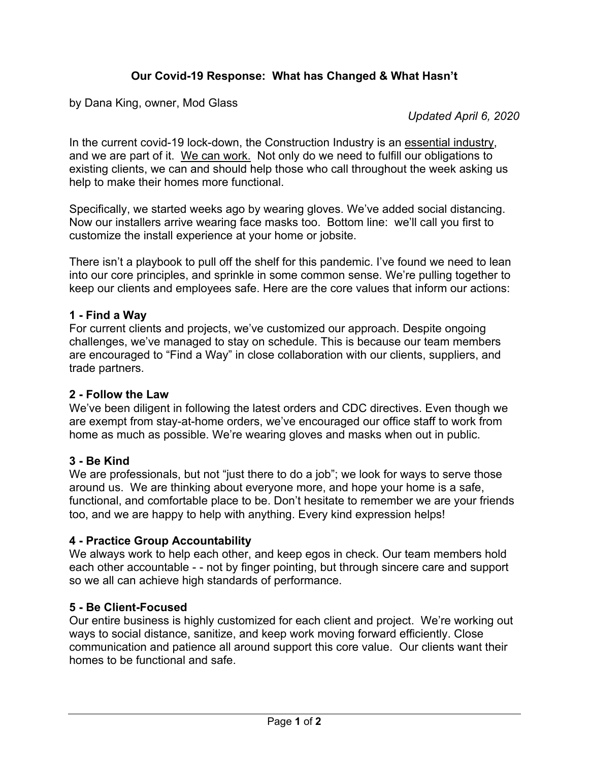# Our Covid-19 Response: What has Changed & What Hasn't

by Dana King, owner, Mod Glass

*Updated April 6, 2020*

In the current covid-19 lock-down, the Construction Industry is an <u>essential industry</u>, and we are part of it. <u>We can work.</u> Not only do we need to fulfill our obligations to existing clients, we can and should help those who call throughout the week asking us help to make their homes more functional.

Specifically, we started weeks ago by wearing gloves. We've added social distancing. Now our installers arrive wearing face masks too. Bottom line: we'll call you first to customize the install experience at your home or jobsite.

There isn't a playbook to pull off the shelf for this pandemic. I've found we need to lean into our core principles, and sprinkle in some common sense. We're pulling together to keep our clients and employees safe. Here are the core values that inform our actions:

**1 - Find a Way**
For current clients and projects, we've customized our approach. Despite ongoing challenges, we've managed to stay on schedule. This is because our team members are encouraged to "Find a Way" in close collaboration with our clients, suppliers, and trade partners.

**2 - Follow the Law**
We've been diligent in following the latest orders and CDC directives. Even though we are exempt from stay-at-home orders, we've encouraged our office staff to work from home as much as possible. We're wearing gloves and masks when out in public.

**3 - Be Kind**
We are professionals, but not "just there to do a job"; we look for ways to serve those around us. We are thinking about everyone more, and hope your home is a safe, functional, and comfortable place to be. Don't hesitate to remember we are your friends too, and we are happy to help with anything. Every kind expression helps!

**4 - Practice Group Accountability**
We always work to help each other, and keep egos in check. Our team members hold each other accountable - - not by finger pointing, but through sincere care and support so we all can achieve high standards of performance.

**5 - Be Client-Focused**
Our entire business is highly customized for each client and project. We're working out ways to social distance, sanitize, and keep work moving forward efficiently. Close communication and patience all around support this core value. Our clients want their homes to be functional and safe.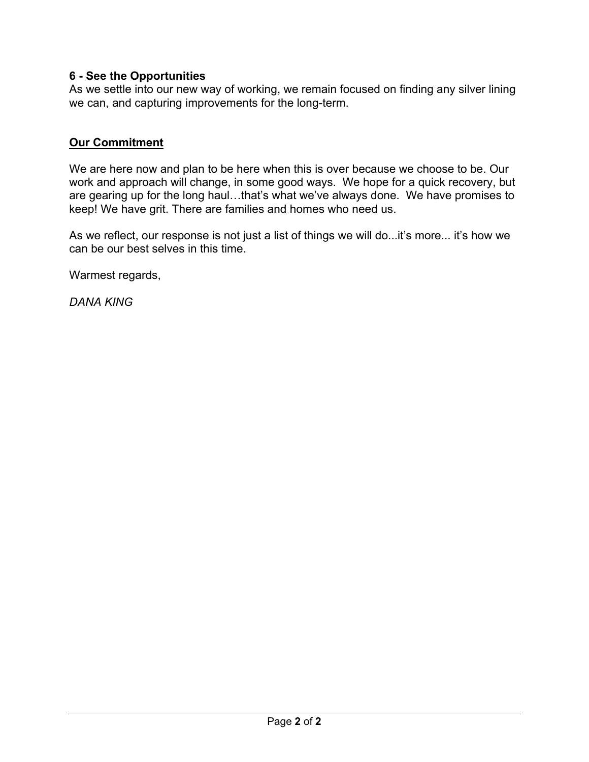**6 - See the Opportunities**
As we settle into our new way of working, we remain focused on finding any silver lining we can, and capturing improvements for the long-term.

## Our Commitment

We are here now and plan to be here when this is over because we choose to be. Our work and approach will change, in some good ways. We hope for a quick recovery, but are gearing up for the long haul…that's what we've always done. We have promises to keep! We have grit. There are families and homes who need us.

As we reflect, our response is not just a list of things we will do...it's more... it's how we can be our best selves in this time.

Warmest regards,

*DANA KING*